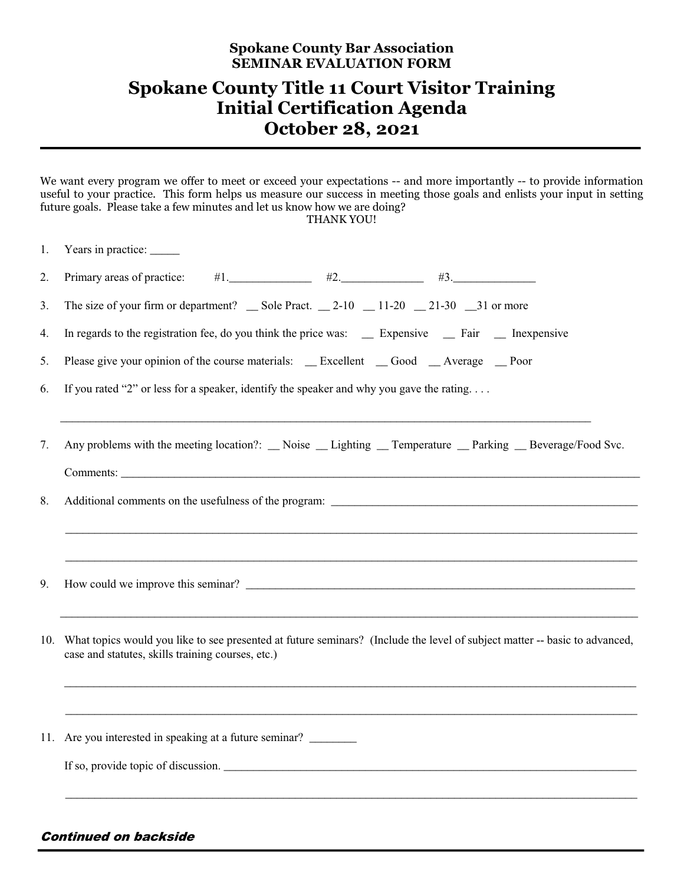**Spokane County Bar Association**
**SEMINAR EVALUATION FORM**

# Spokane County Title 11 Court Visitor Training Initial Certification Agenda October 28, 2021

We want every program we offer to meet or exceed your expectations -- and more importantly -- to provide information useful to your practice. This form helps us measure our success in meeting those goals and enlists your input in setting future goals. Please take a few minutes and let us know how we are doing?

THANK YOU!

1. Years in practice: _____

2. Primary areas of practice: #1.______________ #2.______________ #3.______________

3. The size of your firm or department? __ Sole Pract. __ 2-10 __ 11-20 __ 21-30 __31 or more

4. In regards to the registration fee, do you think the price was: __ Expensive __ Fair __ Inexpensive

5. Please give your opinion of the course materials: __ Excellent __ Good __ Average __ Poor

6. If you rated "2" or less for a speaker, identify the speaker and why you gave the rating. . . .

   ________________________________________________________________________________________

7. Any problems with the meeting location?: __ Noise __ Lighting __ Temperature __ Parking __ Beverage/Food Svc.

   Comments: ________________________________________________________________________________

8. Additional comments on the usefulness of the program: _____________________________________________

   ________________________________________________________________________________________

   ________________________________________________________________________________________

9. How could we improve this seminar? ____________________________________________________________

   ________________________________________________________________________________________

10. What topics would you like to see presented at future seminars? (Include the level of subject matter -- basic to advanced, case and statutes, skills training courses, etc.)

    ________________________________________________________________________________________

    ________________________________________________________________________________________

11. Are you interested in speaking at a future seminar? ________

    If so, provide topic of discussion. ______________________________________________________________

    ________________________________________________________________________________________

***Continued on backside***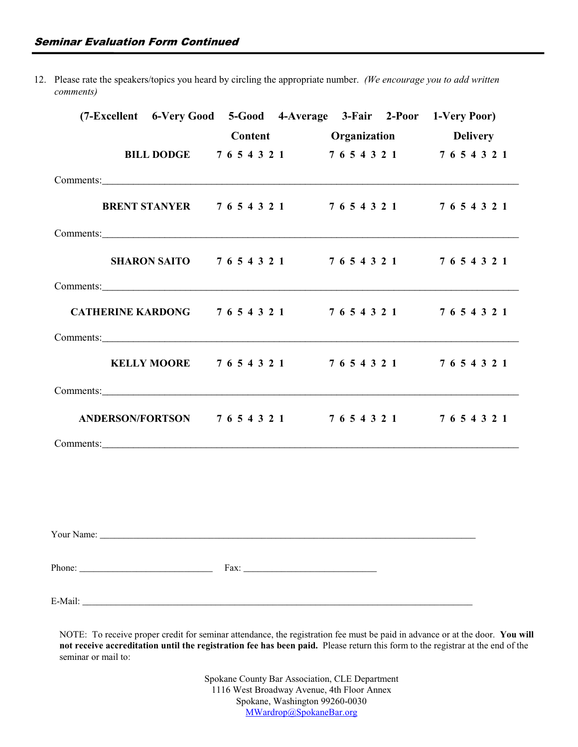### *Seminar Evaluation Form Continued*

12. Please rate the speakers/topics you heard by circling the appropriate number. *(We encourage you to add written comments)*

**(7-Excellent 6-Very Good 5-Good 4-Average 3-Fair 2-Poor 1-Very Poor)**

| | Content | Organization | Delivery |
|---|---|---|---|
| **BILL DODGE** | **7 6 5 4 3 2 1** | **7 6 5 4 3 2 1** | **7 6 5 4 3 2 1** |

Comments:______________________________________________________________________________

| | Content | Organization | Delivery |
|---|---|---|---|
| **BRENT STANYER** | **7 6 5 4 3 2 1** | **7 6 5 4 3 2 1** | **7 6 5 4 3 2 1** |

Comments:______________________________________________________________________________

| | Content | Organization | Delivery |
|---|---|---|---|
| **SHARON SAITO** | **7 6 5 4 3 2 1** | **7 6 5 4 3 2 1** | **7 6 5 4 3 2 1** |

Comments:______________________________________________________________________________

| | Content | Organization | Delivery |
|---|---|---|---|
| **CATHERINE KARDONG** | **7 6 5 4 3 2 1** | **7 6 5 4 3 2 1** | **7 6 5 4 3 2 1** |

Comments:______________________________________________________________________________

| | Content | Organization | Delivery |
|---|---|---|---|
| **KELLY MOORE** | **7 6 5 4 3 2 1** | **7 6 5 4 3 2 1** | **7 6 5 4 3 2 1** |

Comments:______________________________________________________________________________

| | Content | Organization | Delivery |
|---|---|---|---|
| **ANDERSON/FORTSON** | **7 6 5 4 3 2 1** | **7 6 5 4 3 2 1** | **7 6 5 4 3 2 1** |

Comments:______________________________________________________________________________

Your Name: ___________________________________________________________________________

Phone: ____________________________ Fax: ____________________________

E-Mail: _______________________________________________________________________________

NOTE: To receive proper credit for seminar attendance, the registration fee must be paid in advance or at the door. **You will not receive accreditation until the registration fee has been paid.** Please return this form to the registrar at the end of the seminar or mail to:

Spokane County Bar Association, CLE Department
1116 West Broadway Avenue, 4th Floor Annex
Spokane, Washington 99260-0030
MWardrop@SpokaneBar.org